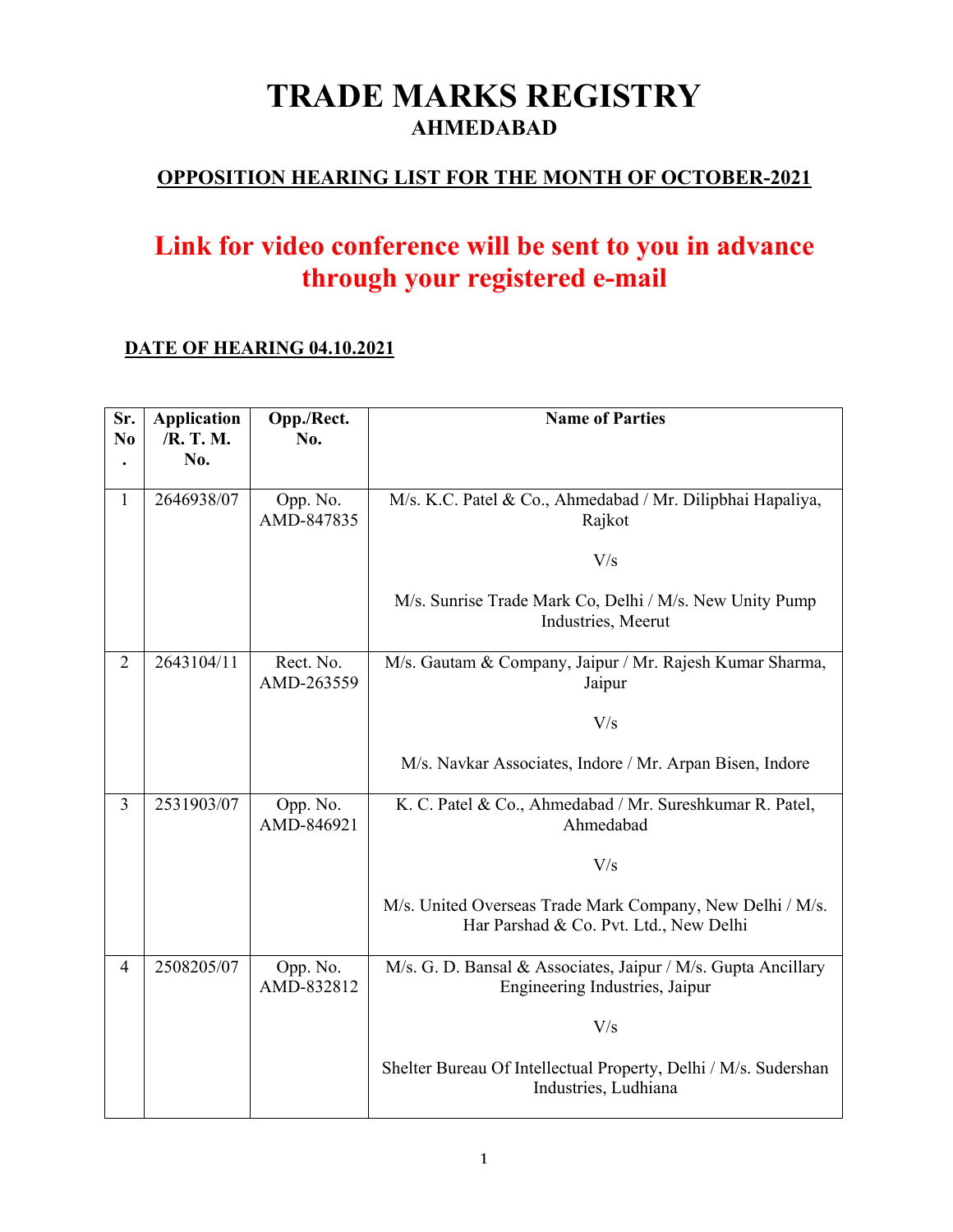# TRADE MARKS REGISTRY

## AHMEDABAD

**OPPOSITION HEARING LIST FOR THE MONTH OF OCTOBER-2021**

## Link for video conference will be sent to you in advance through your registered e-mail

**DATE OF HEARING 04.10.2021**

| Sr. No. | Application /R. T. M. No. | Opp./Rect. No. | Name of Parties |
|---|---|---|---|
| 1 | 2646938/07 | Opp. No. AMD-847835 | M/s. K.C. Patel & Co., Ahmedabad / Mr. Dilipbhai Hapaliya, Rajkot<br><br>V/s<br><br>M/s. Sunrise Trade Mark Co, Delhi / M/s. New Unity Pump Industries, Meerut |
| 2 | 2643104/11 | Rect. No. AMD-263559 | M/s. Gautam & Company, Jaipur / Mr. Rajesh Kumar Sharma, Jaipur<br><br>V/s<br><br>M/s. Navkar Associates, Indore / Mr. Arpan Bisen, Indore |
| 3 | 2531903/07 | Opp. No. AMD-846921 | K. C. Patel & Co., Ahmedabad / Mr. Sureshkumar R. Patel, Ahmedabad<br><br>V/s<br><br>M/s. United Overseas Trade Mark Company, New Delhi / M/s. Har Parshad & Co. Pvt. Ltd., New Delhi |
| 4 | 2508205/07 | Opp. No. AMD-832812 | M/s. G. D. Bansal & Associates, Jaipur / M/s. Gupta Ancillary Engineering Industries, Jaipur<br><br>V/s<br><br>Shelter Bureau Of Intellectual Property, Delhi / M/s. Sudershan Industries, Ludhiana |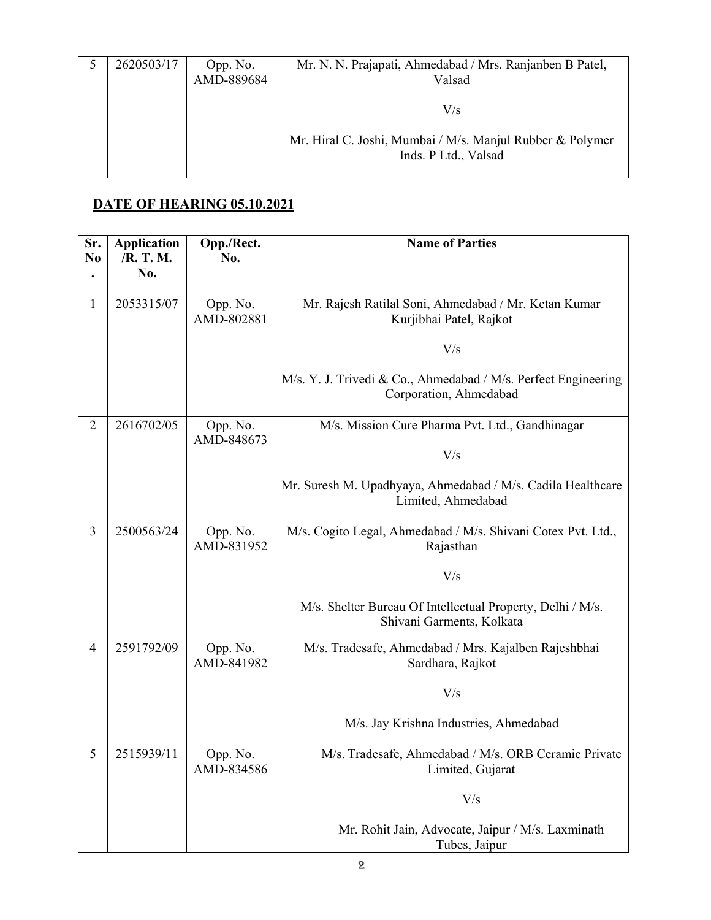| 5 | 2620503/17 | Opp. No. AMD-889684 | Mr. N. N. Prajapati, Ahmedabad / Mrs. Ranjanben B Patel, Valsad<br><br>V/s<br><br>Mr. Hiral C. Joshi, Mumbai / M/s. Manjul Rubber & Polymer Inds. P Ltd., Valsad |
|---|---|---|---|

**DATE OF HEARING 05.10.2021**

| Sr. No. | Application /R. T. M. No. | Opp./Rect. No. | Name of Parties |
|---|---|---|---|
| 1 | 2053315/07 | Opp. No. AMD-802881 | Mr. Rajesh Ratilal Soni, Ahmedabad / Mr. Ketan Kumar Kurjibhai Patel, Rajkot<br><br>V/s<br><br>M/s. Y. J. Trivedi & Co., Ahmedabad / M/s. Perfect Engineering Corporation, Ahmedabad |
| 2 | 2616702/05 | Opp. No. AMD-848673 | M/s. Mission Cure Pharma Pvt. Ltd., Gandhinagar<br><br>V/s<br><br>Mr. Suresh M. Upadhyaya, Ahmedabad / M/s. Cadila Healthcare Limited, Ahmedabad |
| 3 | 2500563/24 | Opp. No. AMD-831952 | M/s. Cogito Legal, Ahmedabad / M/s. Shivani Cotex Pvt. Ltd., Rajasthan<br><br>V/s<br><br>M/s. Shelter Bureau Of Intellectual Property, Delhi / M/s. Shivani Garments, Kolkata |
| 4 | 2591792/09 | Opp. No. AMD-841982 | M/s. Tradesafe, Ahmedabad / Mrs. Kajalben Rajeshbhai Sardhara, Rajkot<br><br>V/s<br><br>M/s. Jay Krishna Industries, Ahmedabad |
| 5 | 2515939/11 | Opp. No. AMD-834586 | M/s. Tradesafe, Ahmedabad / M/s. ORB Ceramic Private Limited, Gujarat<br><br>V/s<br><br>Mr. Rohit Jain, Advocate, Jaipur / M/s. Laxminath Tubes, Jaipur |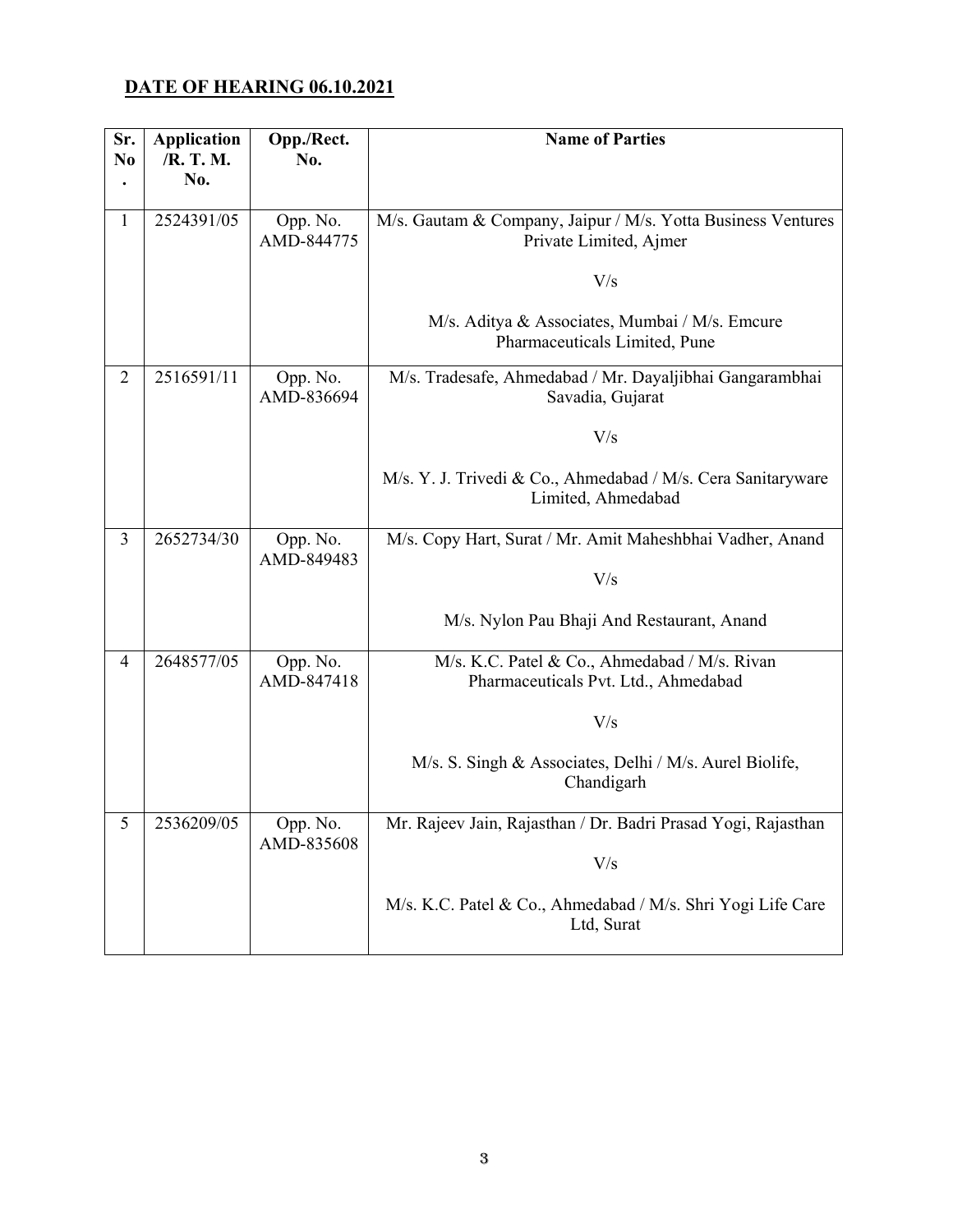**DATE OF HEARING 06.10.2021**

| Sr. No. | Application /R. T. M. No. | Opp./Rect. No. | Name of Parties |
|---|---|---|---|
| 1 | 2524391/05 | Opp. No. AMD-844775 | M/s. Gautam & Company, Jaipur / M/s. Yotta Business Ventures Private Limited, Ajmer<br><br>V/s<br><br>M/s. Aditya & Associates, Mumbai / M/s. Emcure Pharmaceuticals Limited, Pune |
| 2 | 2516591/11 | Opp. No. AMD-836694 | M/s. Tradesafe, Ahmedabad / Mr. Dayaljibhai Gangarambhai Savadia, Gujarat<br><br>V/s<br><br>M/s. Y. J. Trivedi & Co., Ahmedabad / M/s. Cera Sanitaryware Limited, Ahmedabad |
| 3 | 2652734/30 | Opp. No. AMD-849483 | M/s. Copy Hart, Surat / Mr. Amit Maheshbhai Vadher, Anand<br><br>V/s<br><br>M/s. Nylon Pau Bhaji And Restaurant, Anand |
| 4 | 2648577/05 | Opp. No. AMD-847418 | M/s. K.C. Patel & Co., Ahmedabad / M/s. Rivan Pharmaceuticals Pvt. Ltd., Ahmedabad<br><br>V/s<br><br>M/s. S. Singh & Associates, Delhi / M/s. Aurel Biolife, Chandigarh |
| 5 | 2536209/05 | Opp. No. AMD-835608 | Mr. Rajeev Jain, Rajasthan / Dr. Badri Prasad Yogi, Rajasthan<br><br>V/s<br><br>M/s. K.C. Patel & Co., Ahmedabad / M/s. Shri Yogi Life Care Ltd, Surat |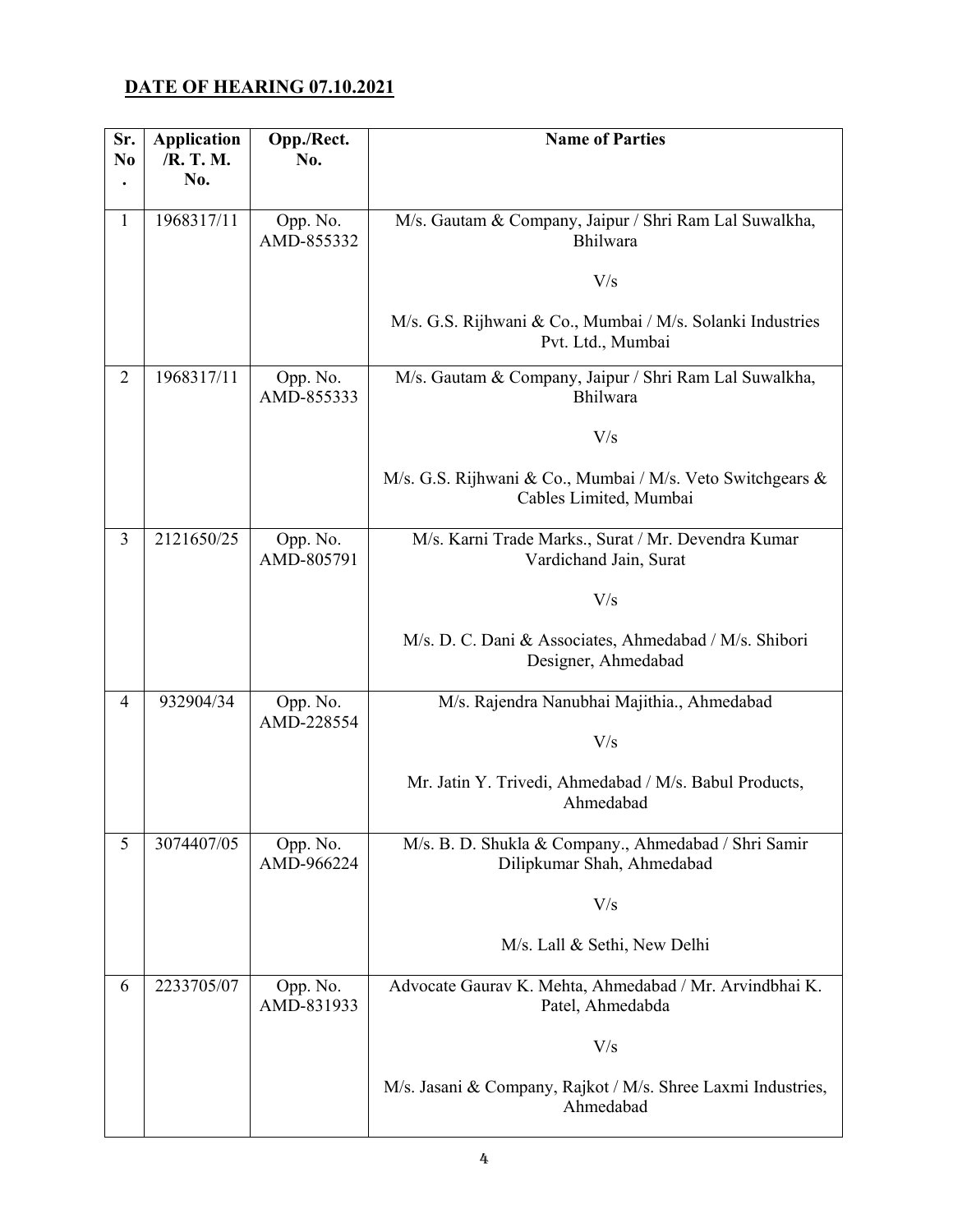## DATE OF HEARING 07.10.2021

| Sr. No. | Application /R. T. M. No. | Opp./Rect. No. | Name of Parties |
|---|---|---|---|
| 1 | 1968317/11 | Opp. No. AMD-855332 | M/s. Gautam & Company, Jaipur / Shri Ram Lal Suwalkha, Bhilwara<br><br>V/s<br><br>M/s. G.S. Rijhwani & Co., Mumbai / M/s. Solanki Industries Pvt. Ltd., Mumbai |
| 2 | 1968317/11 | Opp. No. AMD-855333 | M/s. Gautam & Company, Jaipur / Shri Ram Lal Suwalkha, Bhilwara<br><br>V/s<br><br>M/s. G.S. Rijhwani & Co., Mumbai / M/s. Veto Switchgears & Cables Limited, Mumbai |
| 3 | 2121650/25 | Opp. No. AMD-805791 | M/s. Karni Trade Marks., Surat / Mr. Devendra Kumar Vardichand Jain, Surat<br><br>V/s<br><br>M/s. D. C. Dani & Associates, Ahmedabad / M/s. Shibori Designer, Ahmedabad |
| 4 | 932904/34 | Opp. No. AMD-228554 | M/s. Rajendra Nanubhai Majithia., Ahmedabad<br><br>V/s<br><br>Mr. Jatin Y. Trivedi, Ahmedabad / M/s. Babul Products, Ahmedabad |
| 5 | 3074407/05 | Opp. No. AMD-966224 | M/s. B. D. Shukla & Company., Ahmedabad / Shri Samir Dilipkumar Shah, Ahmedabad<br><br>V/s<br><br>M/s. Lall & Sethi, New Delhi |
| 6 | 2233705/07 | Opp. No. AMD-831933 | Advocate Gaurav K. Mehta, Ahmedabad / Mr. Arvindbhai K. Patel, Ahmedabda<br><br>V/s<br><br>M/s. Jasani & Company, Rajkot / M/s. Shree Laxmi Industries, Ahmedabad |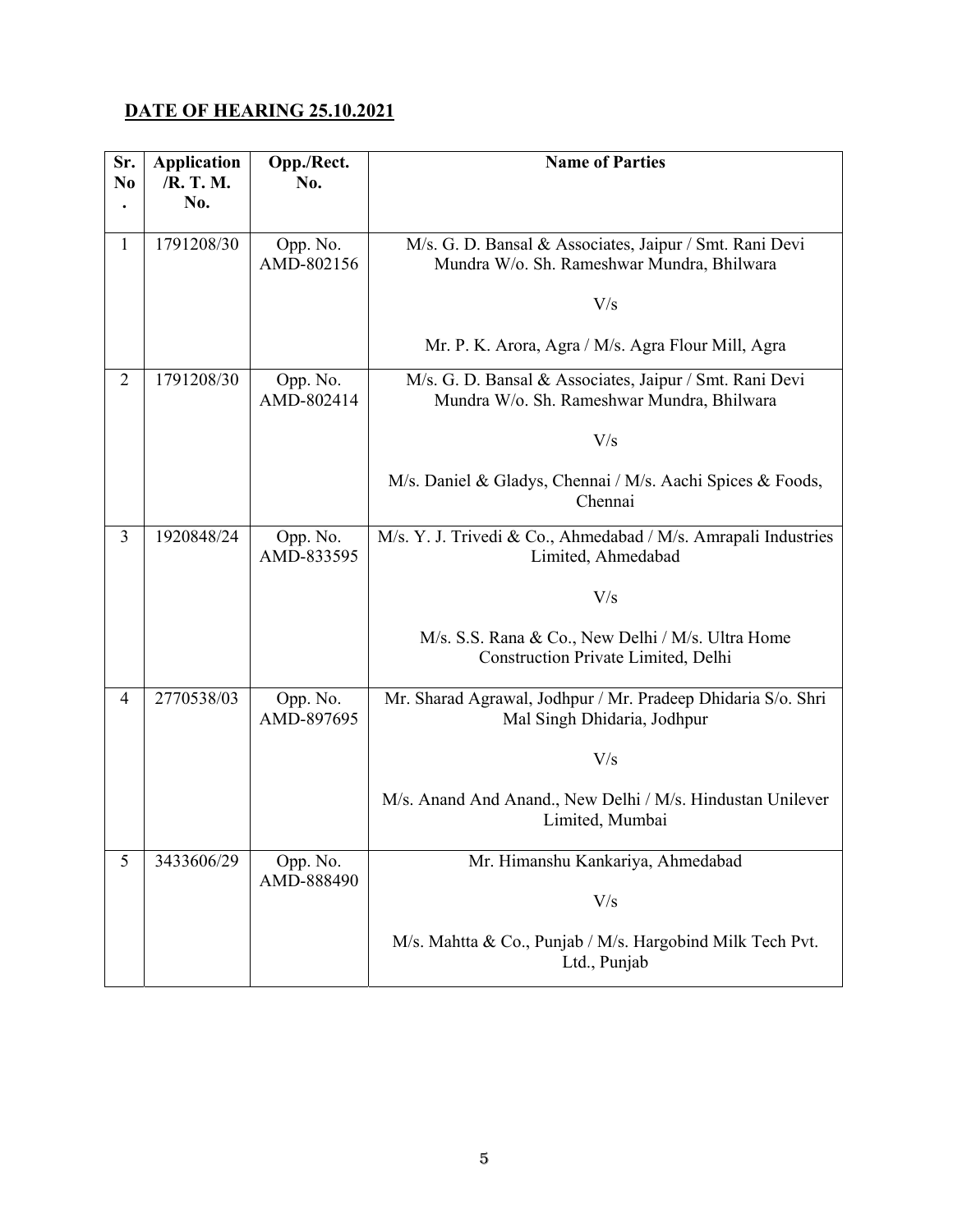**DATE OF HEARING 25.10.2021**

| Sr. No. | Application /R. T. M. No. | Opp./Rect. No. | Name of Parties |
|---|---|---|---|
| 1 | 1791208/30 | Opp. No. AMD-802156 | M/s. G. D. Bansal & Associates, Jaipur / Smt. Rani Devi Mundra W/o. Sh. Rameshwar Mundra, Bhilwara<br><br>V/s<br><br>Mr. P. K. Arora, Agra / M/s. Agra Flour Mill, Agra |
| 2 | 1791208/30 | Opp. No. AMD-802414 | M/s. G. D. Bansal & Associates, Jaipur / Smt. Rani Devi Mundra W/o. Sh. Rameshwar Mundra, Bhilwara<br><br>V/s<br><br>M/s. Daniel & Gladys, Chennai / M/s. Aachi Spices & Foods, Chennai |
| 3 | 1920848/24 | Opp. No. AMD-833595 | M/s. Y. J. Trivedi & Co., Ahmedabad / M/s. Amrapali Industries Limited, Ahmedabad<br><br>V/s<br><br>M/s. S.S. Rana & Co., New Delhi / M/s. Ultra Home Construction Private Limited, Delhi |
| 4 | 2770538/03 | Opp. No. AMD-897695 | Mr. Sharad Agrawal, Jodhpur / Mr. Pradeep Dhidaria S/o. Shri Mal Singh Dhidaria, Jodhpur<br><br>V/s<br><br>M/s. Anand And Anand., New Delhi / M/s. Hindustan Unilever Limited, Mumbai |
| 5 | 3433606/29 | Opp. No. AMD-888490 | Mr. Himanshu Kankariya, Ahmedabad<br><br>V/s<br><br>M/s. Mahtta & Co., Punjab / M/s. Hargobind Milk Tech Pvt. Ltd., Punjab |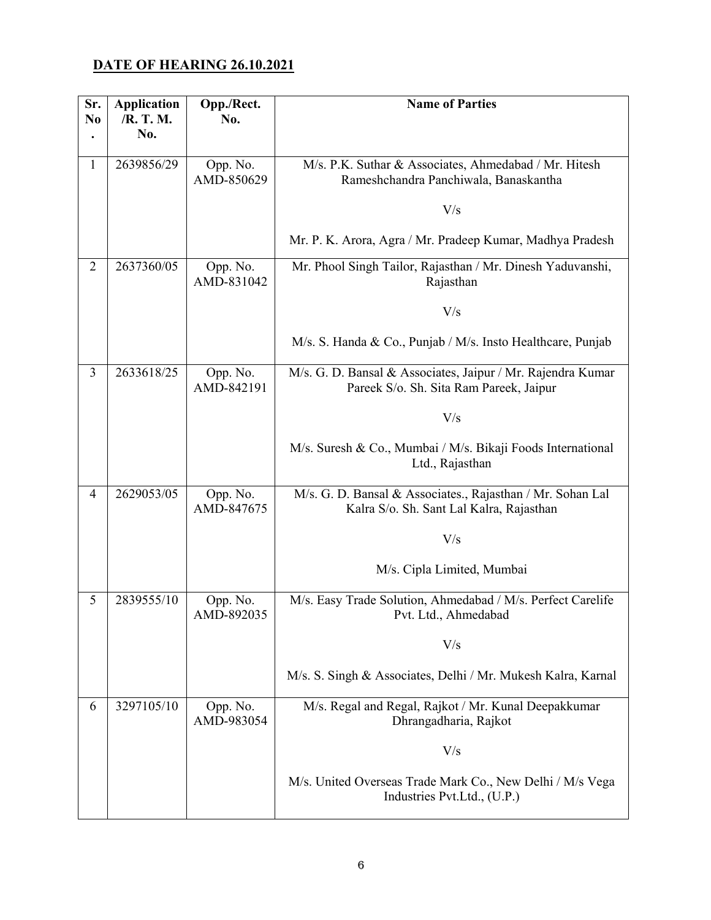**DATE OF HEARING 26.10.2021**

| Sr. No. | Application /R. T. M. No. | Opp./Rect. No. | Name of Parties |
|---|---|---|---|
| 1 | 2639856/29 | Opp. No. AMD-850629 | M/s. P.K. Suthar & Associates, Ahmedabad / Mr. Hitesh Rameshchandra Panchiwala, Banaskantha<br><br>V/s<br><br>Mr. P. K. Arora, Agra / Mr. Pradeep Kumar, Madhya Pradesh |
| 2 | 2637360/05 | Opp. No. AMD-831042 | Mr. Phool Singh Tailor, Rajasthan / Mr. Dinesh Yaduvanshi, Rajasthan<br><br>V/s<br><br>M/s. S. Handa & Co., Punjab / M/s. Insto Healthcare, Punjab |
| 3 | 2633618/25 | Opp. No. AMD-842191 | M/s. G. D. Bansal & Associates, Jaipur / Mr. Rajendra Kumar Pareek S/o. Sh. Sita Ram Pareek, Jaipur<br><br>V/s<br><br>M/s. Suresh & Co., Mumbai / M/s. Bikaji Foods International Ltd., Rajasthan |
| 4 | 2629053/05 | Opp. No. AMD-847675 | M/s. G. D. Bansal & Associates., Rajasthan / Mr. Sohan Lal Kalra S/o. Sh. Sant Lal Kalra, Rajasthan<br><br>V/s<br><br>M/s. Cipla Limited, Mumbai |
| 5 | 2839555/10 | Opp. No. AMD-892035 | M/s. Easy Trade Solution, Ahmedabad / M/s. Perfect Carelife Pvt. Ltd., Ahmedabad<br><br>V/s<br><br>M/s. S. Singh & Associates, Delhi / Mr. Mukesh Kalra, Karnal |
| 6 | 3297105/10 | Opp. No. AMD-983054 | M/s. Regal and Regal, Rajkot / Mr. Kunal Deepakkumar Dhrangadharia, Rajkot<br><br>V/s<br><br>M/s. United Overseas Trade Mark Co., New Delhi / M/s Vega Industries Pvt.Ltd., (U.P.) |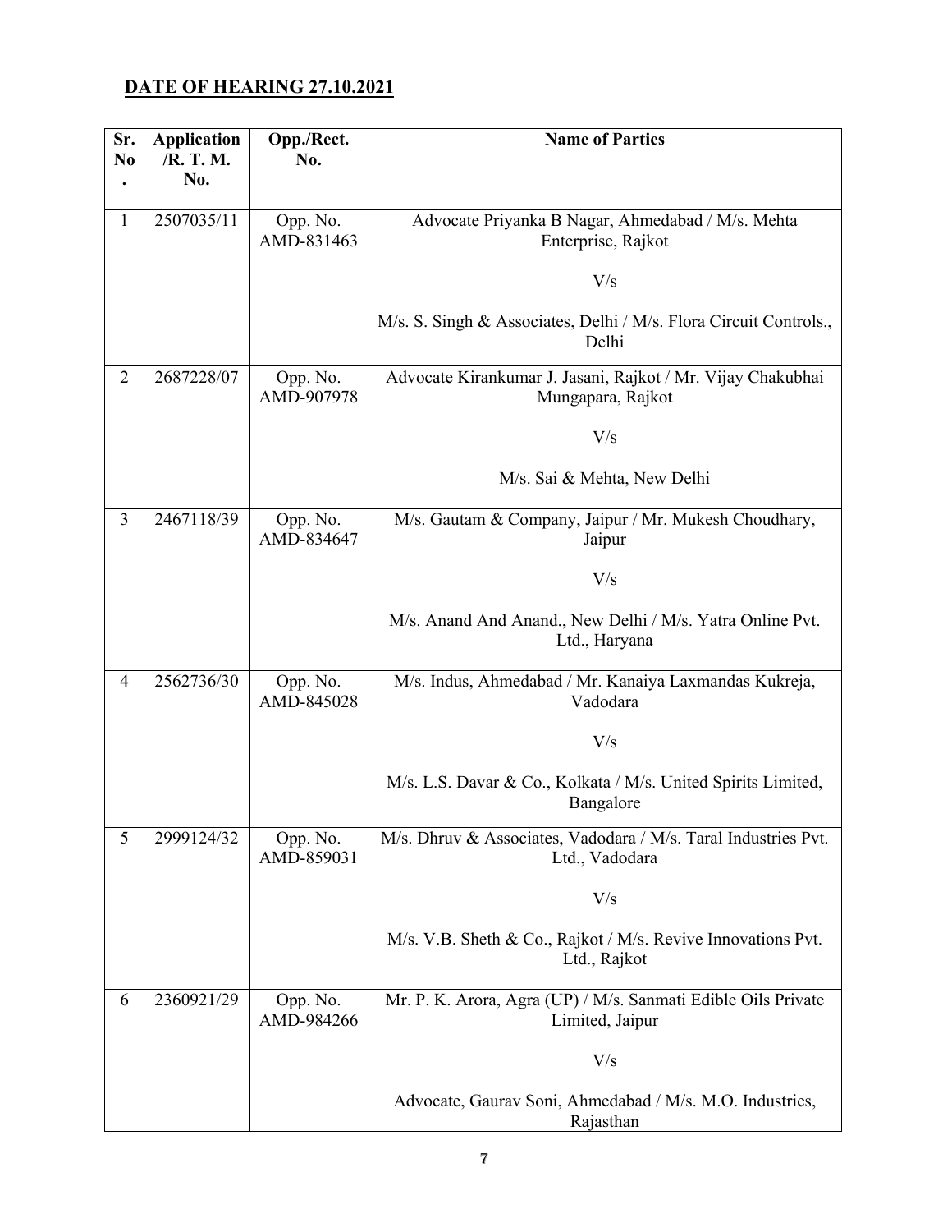## DATE OF HEARING 27.10.2021

| Sr. No. | Application /R. T. M. No. | Opp./Rect. No. | Name of Parties |
|---|---|---|---|
| 1 | 2507035/11 | Opp. No. AMD-831463 | Advocate Priyanka B Nagar, Ahmedabad / M/s. Mehta Enterprise, Rajkot<br><br>V/s<br><br>M/s. S. Singh & Associates, Delhi / M/s. Flora Circuit Controls., Delhi |
| 2 | 2687228/07 | Opp. No. AMD-907978 | Advocate Kirankumar J. Jasani, Rajkot / Mr. Vijay Chakubhai Mungapara, Rajkot<br><br>V/s<br><br>M/s. Sai & Mehta, New Delhi |
| 3 | 2467118/39 | Opp. No. AMD-834647 | M/s. Gautam & Company, Jaipur / Mr. Mukesh Choudhary, Jaipur<br><br>V/s<br><br>M/s. Anand And Anand., New Delhi / M/s. Yatra Online Pvt. Ltd., Haryana |
| 4 | 2562736/30 | Opp. No. AMD-845028 | M/s. Indus, Ahmedabad / Mr. Kanaiya Laxmandas Kukreja, Vadodara<br><br>V/s<br><br>M/s. L.S. Davar & Co., Kolkata / M/s. United Spirits Limited, Bangalore |
| 5 | 2999124/32 | Opp. No. AMD-859031 | M/s. Dhruv & Associates, Vadodara / M/s. Taral Industries Pvt. Ltd., Vadodara<br><br>V/s<br><br>M/s. V.B. Sheth & Co., Rajkot / M/s. Revive Innovations Pvt. Ltd., Rajkot |
| 6 | 2360921/29 | Opp. No. AMD-984266 | Mr. P. K. Arora, Agra (UP) / M/s. Sanmati Edible Oils Private Limited, Jaipur<br><br>V/s<br><br>Advocate, Gaurav Soni, Ahmedabad / M/s. M.O. Industries, Rajasthan |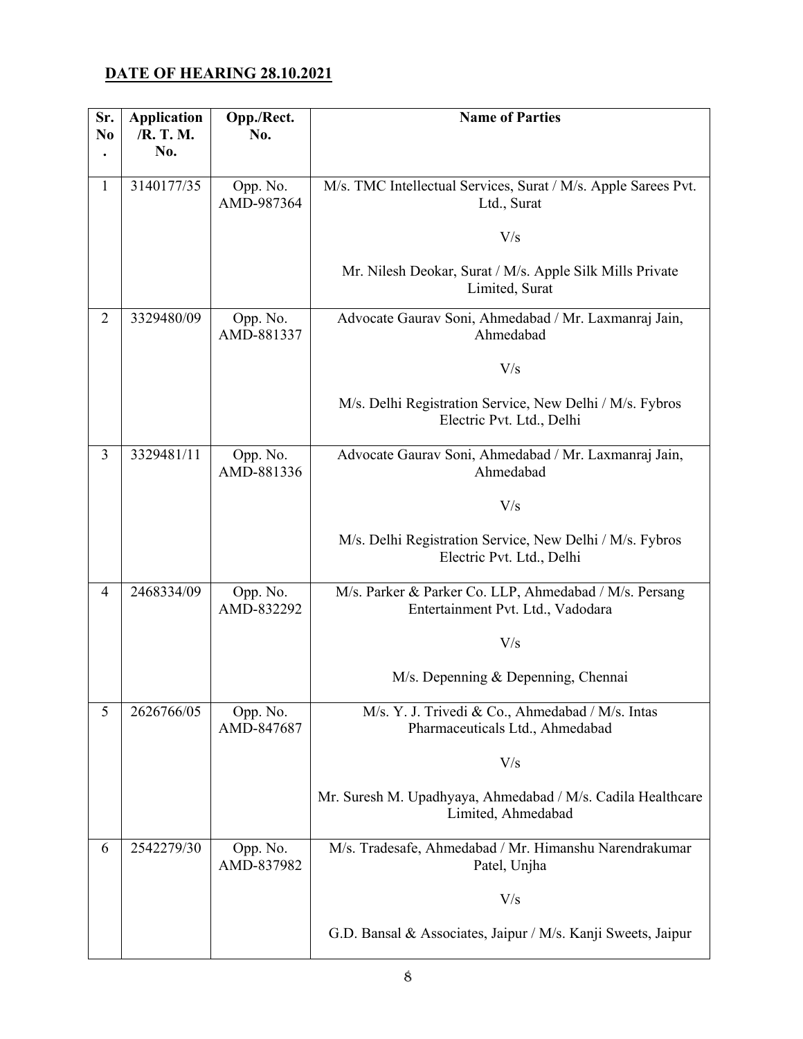**DATE OF HEARING 28.10.2021**

| Sr. No. | Application /R. T. M. No. | Opp./Rect. No. | Name of Parties |
|---|---|---|---|
| 1 | 3140177/35 | Opp. No. AMD-987364 | M/s. TMC Intellectual Services, Surat / M/s. Apple Sarees Pvt. Ltd., Surat<br><br>V/s<br><br>Mr. Nilesh Deokar, Surat / M/s. Apple Silk Mills Private Limited, Surat |
| 2 | 3329480/09 | Opp. No. AMD-881337 | Advocate Gaurav Soni, Ahmedabad / Mr. Laxmanraj Jain, Ahmedabad<br><br>V/s<br><br>M/s. Delhi Registration Service, New Delhi / M/s. Fybros Electric Pvt. Ltd., Delhi |
| 3 | 3329481/11 | Opp. No. AMD-881336 | Advocate Gaurav Soni, Ahmedabad / Mr. Laxmanraj Jain, Ahmedabad<br><br>V/s<br><br>M/s. Delhi Registration Service, New Delhi / M/s. Fybros Electric Pvt. Ltd., Delhi |
| 4 | 2468334/09 | Opp. No. AMD-832292 | M/s. Parker & Parker Co. LLP, Ahmedabad / M/s. Persang Entertainment Pvt. Ltd., Vadodara<br><br>V/s<br><br>M/s. Depenning & Depenning, Chennai |
| 5 | 2626766/05 | Opp. No. AMD-847687 | M/s. Y. J. Trivedi & Co., Ahmedabad / M/s. Intas Pharmaceuticals Ltd., Ahmedabad<br><br>V/s<br><br>Mr. Suresh M. Upadhyaya, Ahmedabad / M/s. Cadila Healthcare Limited, Ahmedabad |
| 6 | 2542279/30 | Opp. No. AMD-837982 | M/s. Tradesafe, Ahmedabad / Mr. Himanshu Narendrakumar Patel, Unjha<br><br>V/s<br><br>G.D. Bansal & Associates, Jaipur / M/s. Kanji Sweets, Jaipur |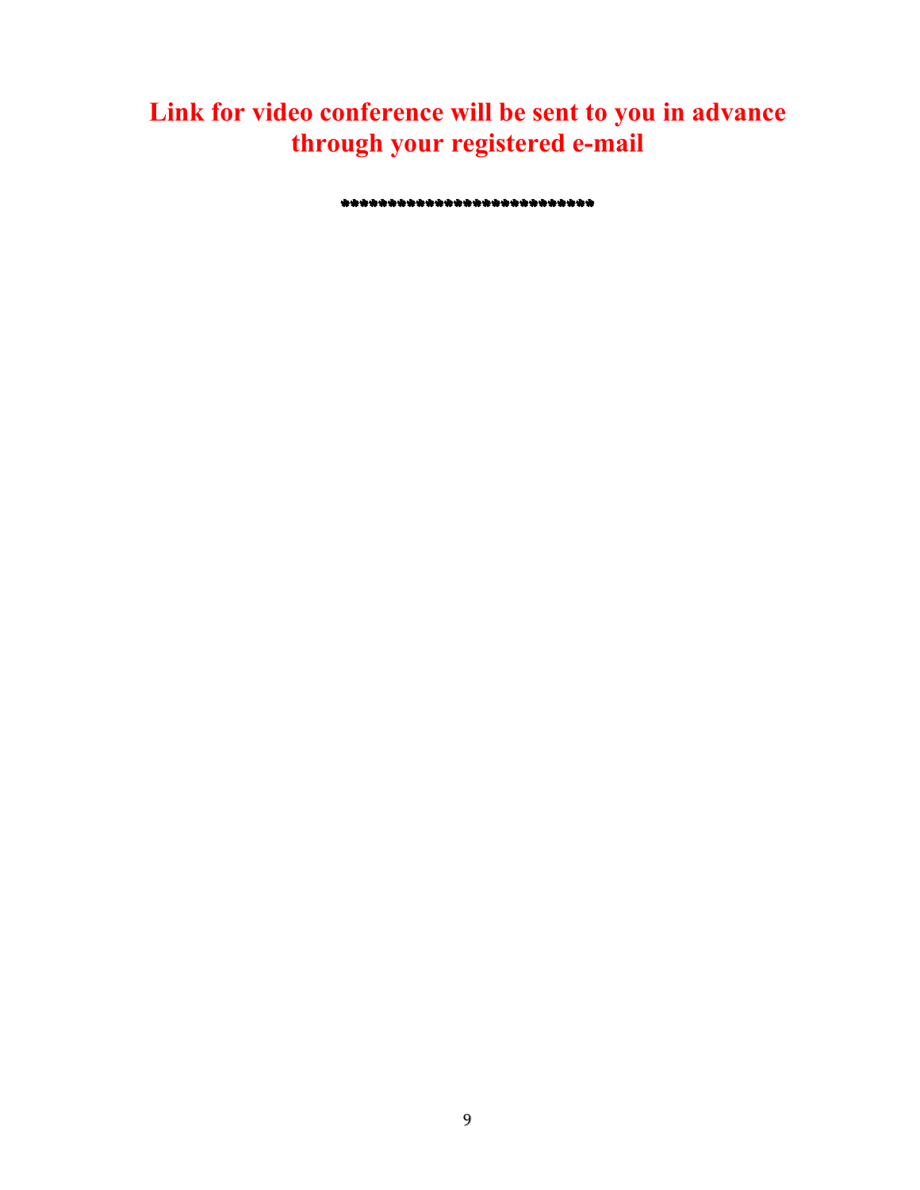**Link for video conference will be sent to you in advance through your registered e-mail**

\*\*\*\*\*\*\*\*\*\*\*\*\*\*\*\*\*\*\*\*\*\*\*\*\*\*\*\*